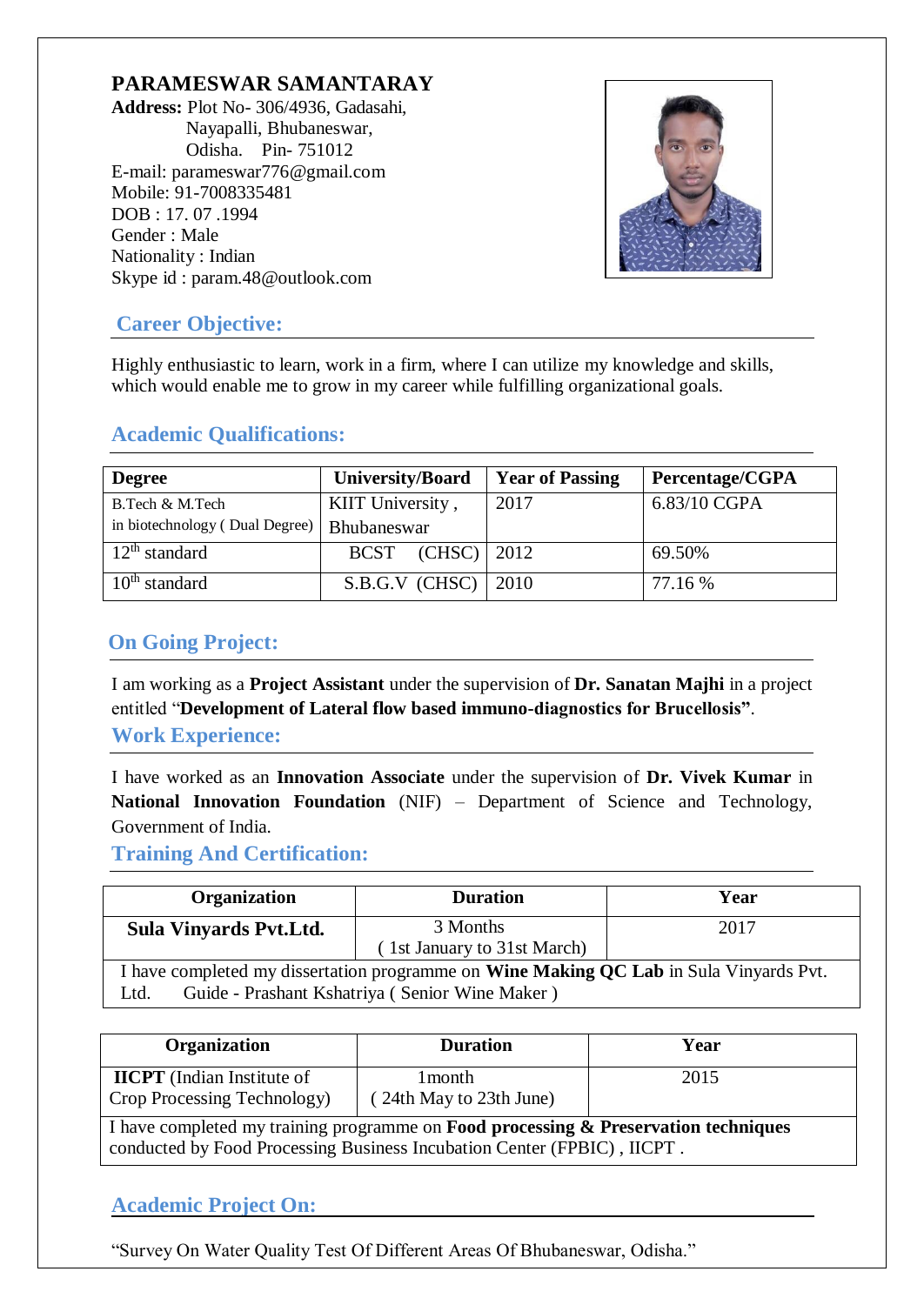# PARAMESWAR SAMANTARAY

**Address:** Plot No- 306/4936, Gadasahi,
Nayapalli, Bhubaneswar,
Odisha. Pin- 751012
E-mail: parameswar776@gmail.com
Mobile: 91-7008335481
DOB : 17. 07 .1994
Gender : Male
Nationality : Indian
Skype id : param.48@outlook.com

## Career Objective:

Highly enthusiastic to learn, work in a firm, where I can utilize my knowledge and skills, which would enable me to grow in my career while fulfilling organizational goals.

## Academic Qualifications:

| Degree | University/Board | Year of Passing | Percentage/CGPA |
|---|---|---|---|
| B.Tech & M.Tech in biotechnology ( Dual Degree) | KIIT University , Bhubaneswar | 2017 | 6.83/10 CGPA |
| 12th standard | BCST (CHSC) | 2012 | 69.50% |
| 10th standard | S.B.G.V (CHSC) | 2010 | 77.16 % |

## On Going Project:

I am working as a **Project Assistant** under the supervision of **Dr. Sanatan Majhi** in a project entitled "**Development of Lateral flow based immuno-diagnostics for Brucellosis"**.

## Work Experience:

I have worked as an **Innovation Associate** under the supervision of **Dr. Vivek Kumar** in **National Innovation Foundation** (NIF) – Department of Science and Technology, Government of India.

## Training And Certification:

| Organization | Duration | Year |
|---|---|---|
| **Sula Vinyards Pvt.Ltd.** | 3 Months ( 1st January to 31st March) | 2017 |
| I have completed my dissertation programme on **Wine Making QC Lab** in Sula Vinyards Pvt. Ltd. Guide - Prashant Kshatriya ( Senior Wine Maker ) | | |

| Organization | Duration | Year |
|---|---|---|
| **IICPT** (Indian Institute of Crop Processing Technology) | 1month ( 24th May to 23th June) | 2015 |
| I have completed my training programme on **Food processing & Preservation techniques** conducted by Food Processing Business Incubation Center (FPBIC) , IICPT . | | |

## Academic Project On:

"Survey On Water Quality Test Of Different Areas Of Bhubaneswar, Odisha."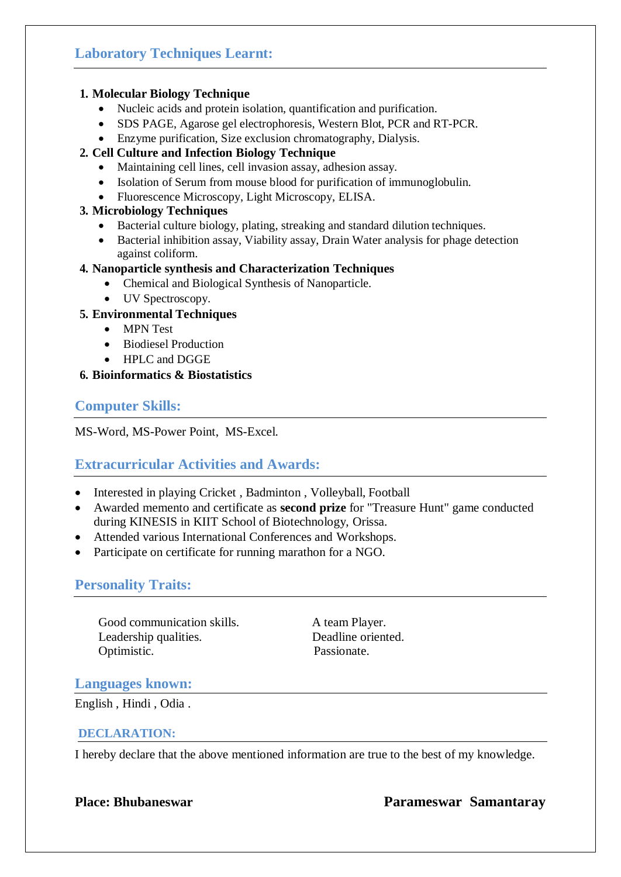## Laboratory Techniques Learnt:

1. **Molecular Biology Technique**
   - Nucleic acids and protein isolation, quantification and purification.
   - SDS PAGE, Agarose gel electrophoresis, Western Blot, PCR and RT-PCR.
   - Enzyme purification, Size exclusion chromatography, Dialysis.
2. **Cell Culture and Infection Biology Technique**
   - Maintaining cell lines, cell invasion assay, adhesion assay.
   - Isolation of Serum from mouse blood for purification of immunoglobulin.
   - Fluorescence Microscopy, Light Microscopy, ELISA.
3. **Microbiology Techniques**
   - Bacterial culture biology, plating, streaking and standard dilution techniques.
   - Bacterial inhibition assay, Viability assay, Drain Water analysis for phage detection against coliform.
4. **Nanoparticle synthesis and Characterization Techniques**
   - Chemical and Biological Synthesis of Nanoparticle.
   - UV Spectroscopy.
5. **Environmental Techniques**
   - MPN Test
   - Biodiesel Production
   - HPLC and DGGE
6. **Bioinformatics & Biostatistics**

## Computer Skills:

MS-Word, MS-Power Point, MS-Excel.

## Extracurricular Activities and Awards:

- Interested in playing Cricket , Badminton , Volleyball, Football
- Awarded memento and certificate as **second prize** for "Treasure Hunt" game conducted during KINESIS in KIIT School of Biotechnology, Orissa.
- Attended various International Conferences and Workshops.
- Participate on certificate for running marathon for a NGO.

## Personality Traits:

Good communication skills.
Leadership qualities.
Optimistic.
A team Player.
Deadline oriented.
Passionate.

## Languages known:

English , Hindi , Odia .

## DECLARATION:

I hereby declare that the above mentioned information are true to the best of my knowledge.

**Place: Bhubaneswar**

**Parameswar Samantaray**